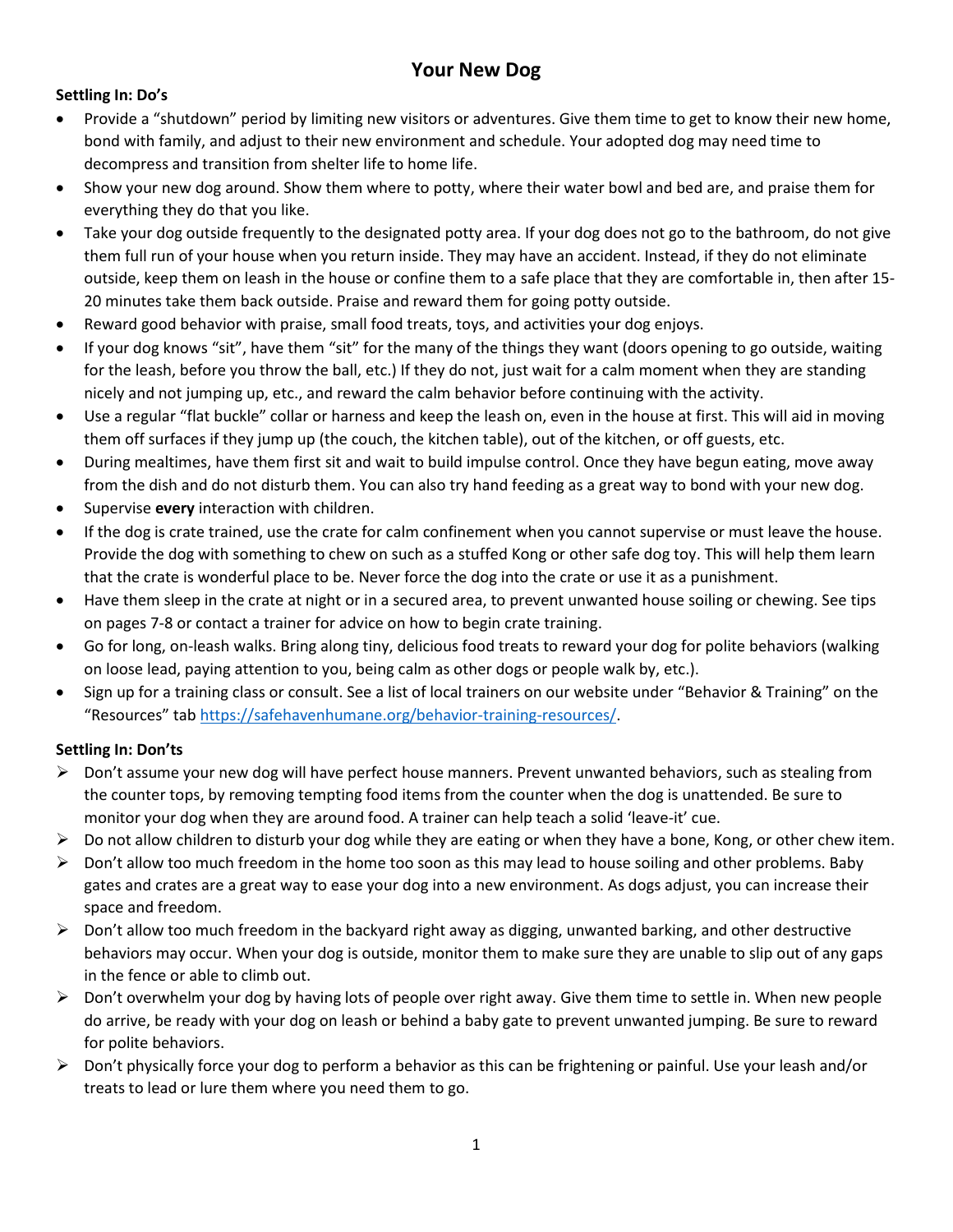# Your New Dog

**Settling In: Do's**

- Provide a "shutdown" period by limiting new visitors or adventures. Give them time to get to know their new home, bond with family, and adjust to their new environment and schedule. Your adopted dog may need time to decompress and transition from shelter life to home life.
- Show your new dog around. Show them where to potty, where their water bowl and bed are, and praise them for everything they do that you like.
- Take your dog outside frequently to the designated potty area. If your dog does not go to the bathroom, do not give them full run of your house when you return inside. They may have an accident. Instead, if they do not eliminate outside, keep them on leash in the house or confine them to a safe place that they are comfortable in, then after 15-20 minutes take them back outside. Praise and reward them for going potty outside.
- Reward good behavior with praise, small food treats, toys, and activities your dog enjoys.
- If your dog knows "sit", have them "sit" for the many of the things they want (doors opening to go outside, waiting for the leash, before you throw the ball, etc.) If they do not, just wait for a calm moment when they are standing nicely and not jumping up, etc., and reward the calm behavior before continuing with the activity.
- Use a regular "flat buckle" collar or harness and keep the leash on, even in the house at first. This will aid in moving them off surfaces if they jump up (the couch, the kitchen table), out of the kitchen, or off guests, etc.
- During mealtimes, have them first sit and wait to build impulse control. Once they have begun eating, move away from the dish and do not disturb them. You can also try hand feeding as a great way to bond with your new dog.
- Supervise **every** interaction with children.
- If the dog is crate trained, use the crate for calm confinement when you cannot supervise or must leave the house. Provide the dog with something to chew on such as a stuffed Kong or other safe dog toy. This will help them learn that the crate is wonderful place to be. Never force the dog into the crate or use it as a punishment.
- Have them sleep in the crate at night or in a secured area, to prevent unwanted house soiling or chewing. See tips on pages 7-8 or contact a trainer for advice on how to begin crate training.
- Go for long, on-leash walks. Bring along tiny, delicious food treats to reward your dog for polite behaviors (walking on loose lead, paying attention to you, being calm as other dogs or people walk by, etc.).
- Sign up for a training class or consult. See a list of local trainers on our website under "Behavior & Training" on the "Resources" tab https://safehavenhumane.org/behavior-training-resources/.

**Settling In: Don'ts**

- Don't assume your new dog will have perfect house manners. Prevent unwanted behaviors, such as stealing from the counter tops, by removing tempting food items from the counter when the dog is unattended. Be sure to monitor your dog when they are around food. A trainer can help teach a solid 'leave-it' cue.
- Do not allow children to disturb your dog while they are eating or when they have a bone, Kong, or other chew item.
- Don't allow too much freedom in the home too soon as this may lead to house soiling and other problems. Baby gates and crates are a great way to ease your dog into a new environment. As dogs adjust, you can increase their space and freedom.
- Don't allow too much freedom in the backyard right away as digging, unwanted barking, and other destructive behaviors may occur. When your dog is outside, monitor them to make sure they are unable to slip out of any gaps in the fence or able to climb out.
- Don't overwhelm your dog by having lots of people over right away. Give them time to settle in. When new people do arrive, be ready with your dog on leash or behind a baby gate to prevent unwanted jumping. Be sure to reward for polite behaviors.
- Don't physically force your dog to perform a behavior as this can be frightening or painful. Use your leash and/or treats to lead or lure them where you need them to go.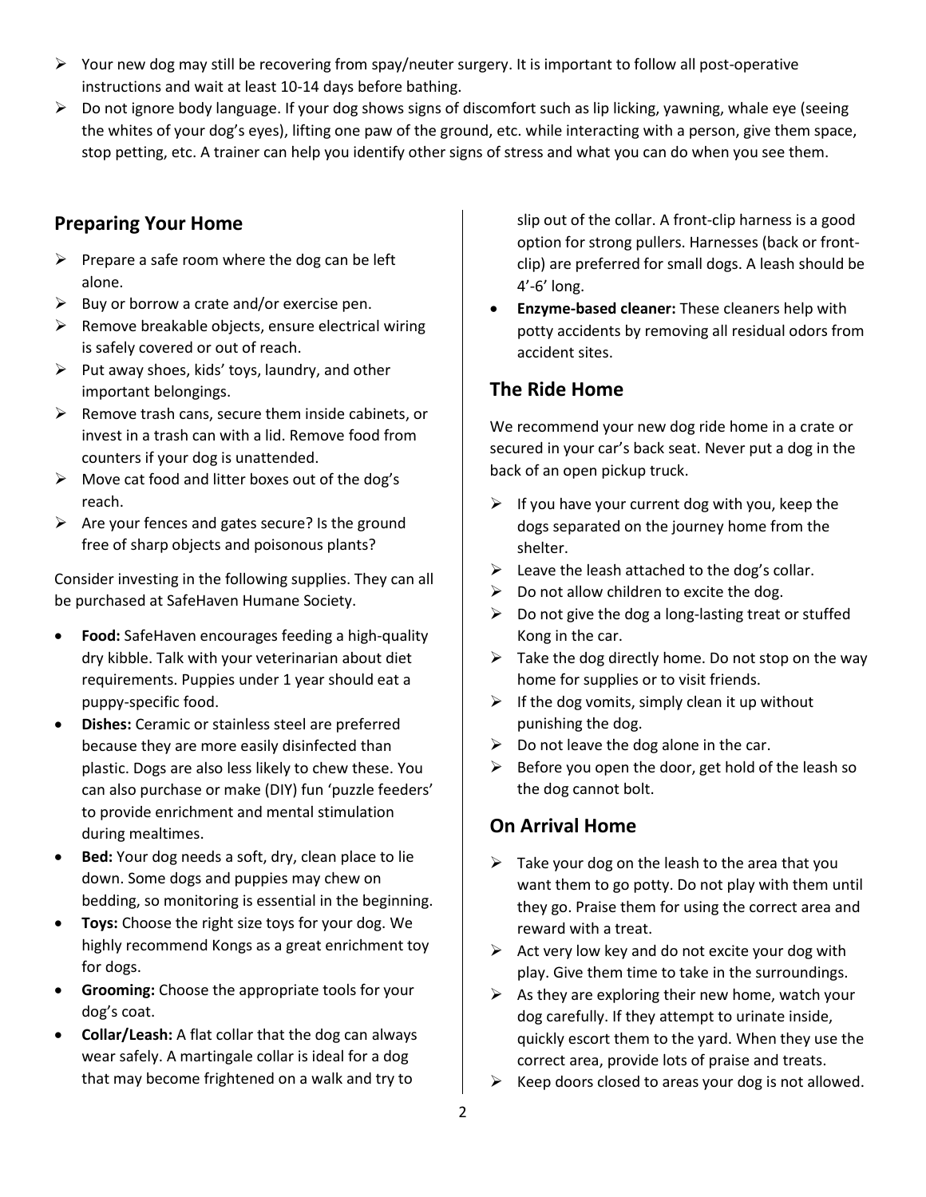- Your new dog may still be recovering from spay/neuter surgery. It is important to follow all post-operative instructions and wait at least 10-14 days before bathing.
- Do not ignore body language. If your dog shows signs of discomfort such as lip licking, yawning, whale eye (seeing the whites of your dog's eyes), lifting one paw of the ground, etc. while interacting with a person, give them space, stop petting, etc. A trainer can help you identify other signs of stress and what you can do when you see them.

## Preparing Your Home

- Prepare a safe room where the dog can be left alone.
- Buy or borrow a crate and/or exercise pen.
- Remove breakable objects, ensure electrical wiring is safely covered or out of reach.
- Put away shoes, kids' toys, laundry, and other important belongings.
- Remove trash cans, secure them inside cabinets, or invest in a trash can with a lid. Remove food from counters if your dog is unattended.
- Move cat food and litter boxes out of the dog's reach.
- Are your fences and gates secure? Is the ground free of sharp objects and poisonous plants?

Consider investing in the following supplies. They can all be purchased at SafeHaven Humane Society.

- **Food:** SafeHaven encourages feeding a high-quality dry kibble. Talk with your veterinarian about diet requirements. Puppies under 1 year should eat a puppy-specific food.
- **Dishes:** Ceramic or stainless steel are preferred because they are more easily disinfected than plastic. Dogs are also less likely to chew these. You can also purchase or make (DIY) fun 'puzzle feeders' to provide enrichment and mental stimulation during mealtimes.
- **Bed:** Your dog needs a soft, dry, clean place to lie down. Some dogs and puppies may chew on bedding, so monitoring is essential in the beginning.
- **Toys:** Choose the right size toys for your dog. We highly recommend Kongs as a great enrichment toy for dogs.
- **Grooming:** Choose the appropriate tools for your dog's coat.
- **Collar/Leash:** A flat collar that the dog can always wear safely. A martingale collar is ideal for a dog that may become frightened on a walk and try to slip out of the collar. A front-clip harness is a good option for strong pullers. Harnesses (back or front-clip) are preferred for small dogs. A leash should be 4'-6' long.
- **Enzyme-based cleaner:** These cleaners help with potty accidents by removing all residual odors from accident sites.

## The Ride Home

We recommend your new dog ride home in a crate or secured in your car's back seat. Never put a dog in the back of an open pickup truck.

- If you have your current dog with you, keep the dogs separated on the journey home from the shelter.
- Leave the leash attached to the dog's collar.
- Do not allow children to excite the dog.
- Do not give the dog a long-lasting treat or stuffed Kong in the car.
- Take the dog directly home. Do not stop on the way home for supplies or to visit friends.
- If the dog vomits, simply clean it up without punishing the dog.
- Do not leave the dog alone in the car.
- Before you open the door, get hold of the leash so the dog cannot bolt.

## On Arrival Home

- Take your dog on the leash to the area that you want them to go potty. Do not play with them until they go. Praise them for using the correct area and reward with a treat.
- Act very low key and do not excite your dog with play. Give them time to take in the surroundings.
- As they are exploring their new home, watch your dog carefully. If they attempt to urinate inside, quickly escort them to the yard. When they use the correct area, provide lots of praise and treats.
- Keep doors closed to areas your dog is not allowed.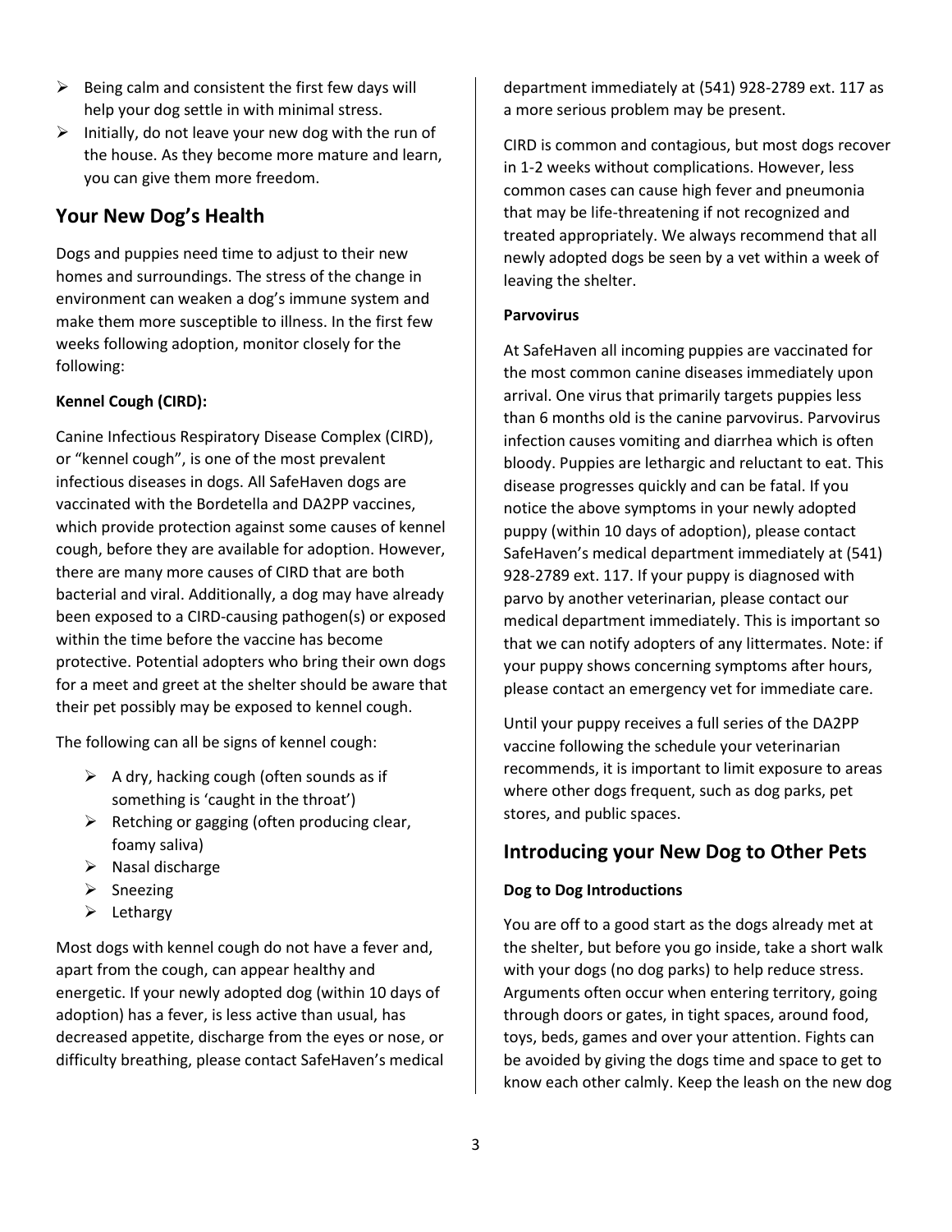- Being calm and consistent the first few days will help your dog settle in with minimal stress.
- Initially, do not leave your new dog with the run of the house. As they become more mature and learn, you can give them more freedom.

## Your New Dog's Health

Dogs and puppies need time to adjust to their new homes and surroundings. The stress of the change in environment can weaken a dog's immune system and make them more susceptible to illness. In the first few weeks following adoption, monitor closely for the following:

**Kennel Cough (CIRD):**

Canine Infectious Respiratory Disease Complex (CIRD), or "kennel cough", is one of the most prevalent infectious diseases in dogs. All SafeHaven dogs are vaccinated with the Bordetella and DA2PP vaccines, which provide protection against some causes of kennel cough, before they are available for adoption. However, there are many more causes of CIRD that are both bacterial and viral. Additionally, a dog may have already been exposed to a CIRD-causing pathogen(s) or exposed within the time before the vaccine has become protective. Potential adopters who bring their own dogs for a meet and greet at the shelter should be aware that their pet possibly may be exposed to kennel cough.

The following can all be signs of kennel cough:

- A dry, hacking cough (often sounds as if something is 'caught in the throat')
- Retching or gagging (often producing clear, foamy saliva)
- Nasal discharge
- Sneezing
- Lethargy

Most dogs with kennel cough do not have a fever and, apart from the cough, can appear healthy and energetic. If your newly adopted dog (within 10 days of adoption) has a fever, is less active than usual, has decreased appetite, discharge from the eyes or nose, or difficulty breathing, please contact SafeHaven's medical department immediately at (541) 928-2789 ext. 117 as a more serious problem may be present.

CIRD is common and contagious, but most dogs recover in 1-2 weeks without complications. However, less common cases can cause high fever and pneumonia that may be life-threatening if not recognized and treated appropriately. We always recommend that all newly adopted dogs be seen by a vet within a week of leaving the shelter.

**Parvovirus**

At SafeHaven all incoming puppies are vaccinated for the most common canine diseases immediately upon arrival. One virus that primarily targets puppies less than 6 months old is the canine parvovirus. Parvovirus infection causes vomiting and diarrhea which is often bloody. Puppies are lethargic and reluctant to eat. This disease progresses quickly and can be fatal. If you notice the above symptoms in your newly adopted puppy (within 10 days of adoption), please contact SafeHaven's medical department immediately at (541) 928-2789 ext. 117. If your puppy is diagnosed with parvo by another veterinarian, please contact our medical department immediately. This is important so that we can notify adopters of any littermates. Note: if your puppy shows concerning symptoms after hours, please contact an emergency vet for immediate care.

Until your puppy receives a full series of the DA2PP vaccine following the schedule your veterinarian recommends, it is important to limit exposure to areas where other dogs frequent, such as dog parks, pet stores, and public spaces.

## Introducing your New Dog to Other Pets

**Dog to Dog Introductions**

You are off to a good start as the dogs already met at the shelter, but before you go inside, take a short walk with your dogs (no dog parks) to help reduce stress. Arguments often occur when entering territory, going through doors or gates, in tight spaces, around food, toys, beds, games and over your attention. Fights can be avoided by giving the dogs time and space to get to know each other calmly. Keep the leash on the new dog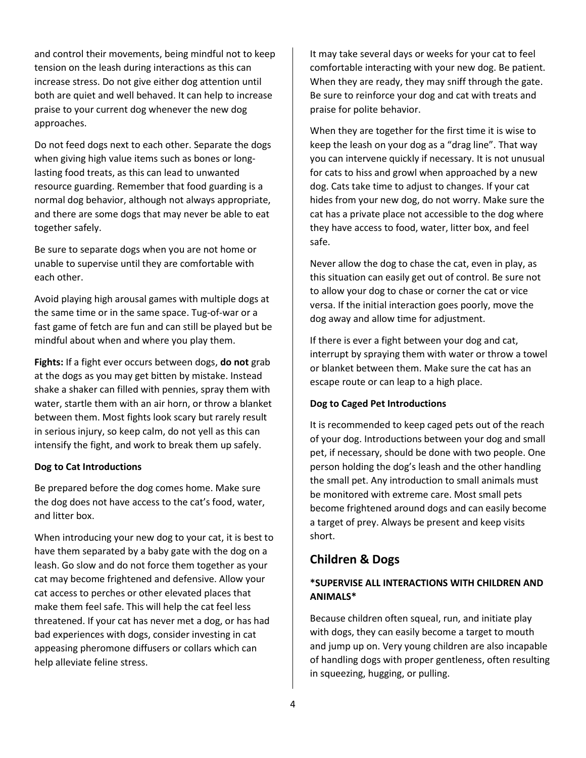and control their movements, being mindful not to keep tension on the leash during interactions as this can increase stress. Do not give either dog attention until both are quiet and well behaved. It can help to increase praise to your current dog whenever the new dog approaches.

Do not feed dogs next to each other. Separate the dogs when giving high value items such as bones or long-lasting food treats, as this can lead to unwanted resource guarding. Remember that food guarding is a normal dog behavior, although not always appropriate, and there are some dogs that may never be able to eat together safely.

Be sure to separate dogs when you are not home or unable to supervise until they are comfortable with each other.

Avoid playing high arousal games with multiple dogs at the same time or in the same space. Tug-of-war or a fast game of fetch are fun and can still be played but be mindful about when and where you play them.

**Fights:** If a fight ever occurs between dogs, **do not** grab at the dogs as you may get bitten by mistake. Instead shake a shaker can filled with pennies, spray them with water, startle them with an air horn, or throw a blanket between them. Most fights look scary but rarely result in serious injury, so keep calm, do not yell as this can intensify the fight, and work to break them up safely.

### Dog to Cat Introductions

Be prepared before the dog comes home. Make sure the dog does not have access to the cat's food, water, and litter box.

When introducing your new dog to your cat, it is best to have them separated by a baby gate with the dog on a leash. Go slow and do not force them together as your cat may become frightened and defensive. Allow your cat access to perches or other elevated places that make them feel safe. This will help the cat feel less threatened. If your cat has never met a dog, or has had bad experiences with dogs, consider investing in cat appeasing pheromone diffusers or collars which can help alleviate feline stress.

It may take several days or weeks for your cat to feel comfortable interacting with your new dog. Be patient. When they are ready, they may sniff through the gate. Be sure to reinforce your dog and cat with treats and praise for polite behavior.

When they are together for the first time it is wise to keep the leash on your dog as a "drag line". That way you can intervene quickly if necessary. It is not unusual for cats to hiss and growl when approached by a new dog. Cats take time to adjust to changes. If your cat hides from your new dog, do not worry. Make sure the cat has a private place not accessible to the dog where they have access to food, water, litter box, and feel safe.

Never allow the dog to chase the cat, even in play, as this situation can easily get out of control. Be sure not to allow your dog to chase or corner the cat or vice versa. If the initial interaction goes poorly, move the dog away and allow time for adjustment.

If there is ever a fight between your dog and cat, interrupt by spraying them with water or throw a towel or blanket between them. Make sure the cat has an escape route or can leap to a high place.

### Dog to Caged Pet Introductions

It is recommended to keep caged pets out of the reach of your dog. Introductions between your dog and small pet, if necessary, should be done with two people. One person holding the dog's leash and the other handling the small pet. Any introduction to small animals must be monitored with extreme care. Most small pets become frightened around dogs and can easily become a target of prey. Always be present and keep visits short.

## Children & Dogs

### *SUPERVISE ALL INTERACTIONS WITH CHILDREN AND ANIMALS*

Because children often squeal, run, and initiate play with dogs, they can easily become a target to mouth and jump up on. Very young children are also incapable of handling dogs with proper gentleness, often resulting in squeezing, hugging, or pulling.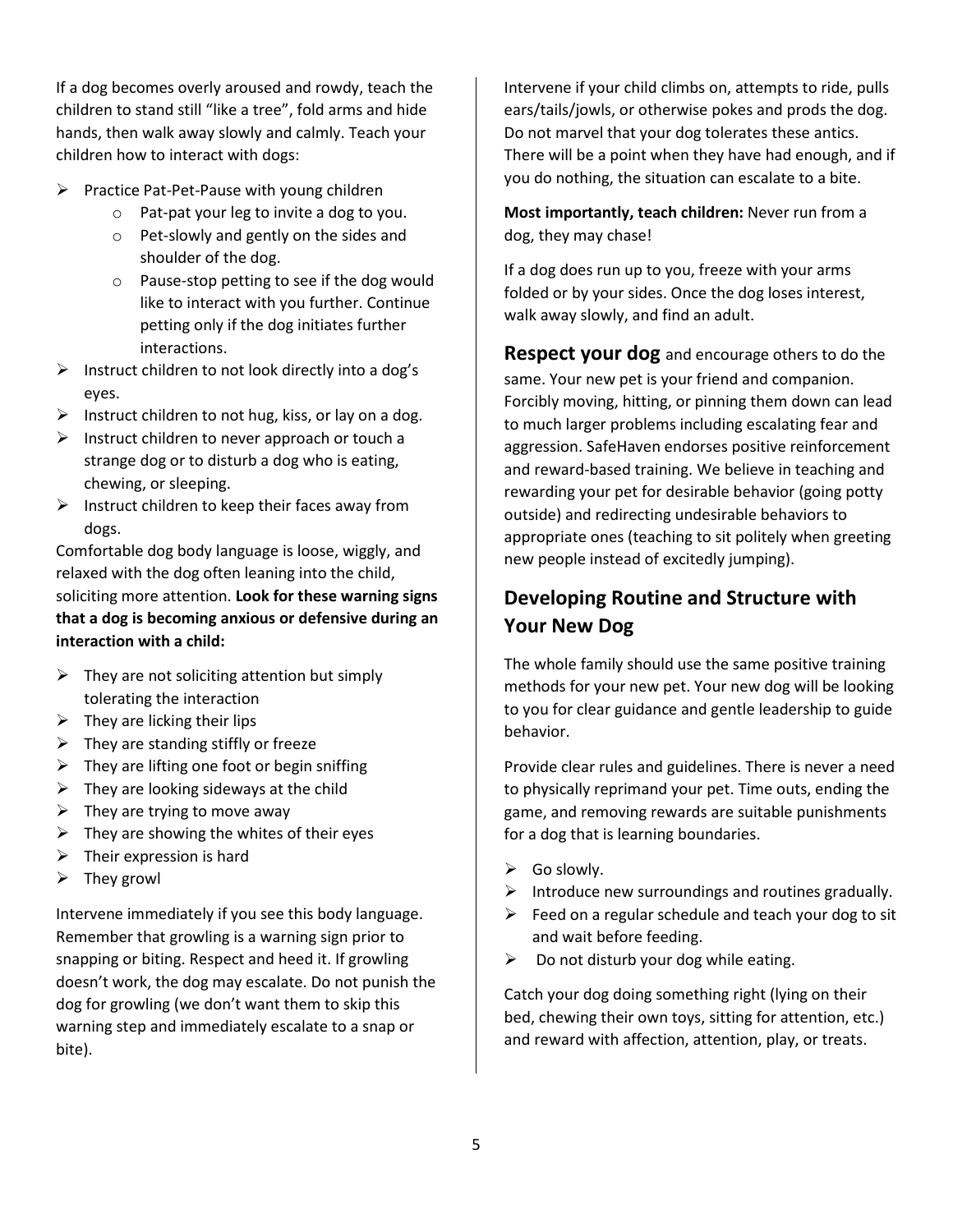If a dog becomes overly aroused and rowdy, teach the children to stand still "like a tree", fold arms and hide hands, then walk away slowly and calmly. Teach your children how to interact with dogs:

- Practice Pat-Pet-Pause with young children
  - Pat-pat your leg to invite a dog to you.
  - Pet-slowly and gently on the sides and shoulder of the dog.
  - Pause-stop petting to see if the dog would like to interact with you further. Continue petting only if the dog initiates further interactions.
- Instruct children to not look directly into a dog's eyes.
- Instruct children to not hug, kiss, or lay on a dog.
- Instruct children to never approach or touch a strange dog or to disturb a dog who is eating, chewing, or sleeping.
- Instruct children to keep their faces away from dogs.

Comfortable dog body language is loose, wiggly, and relaxed with the dog often leaning into the child, soliciting more attention. **Look for these warning signs that a dog is becoming anxious or defensive during an interaction with a child:**

- They are not soliciting attention but simply tolerating the interaction
- They are licking their lips
- They are standing stiffly or freeze
- They are lifting one foot or begin sniffing
- They are looking sideways at the child
- They are trying to move away
- They are showing the whites of their eyes
- Their expression is hard
- They growl

Intervene immediately if you see this body language. Remember that growling is a warning sign prior to snapping or biting. Respect and heed it. If growling doesn't work, the dog may escalate. Do not punish the dog for growling (we don't want them to skip this warning step and immediately escalate to a snap or bite).

Intervene if your child climbs on, attempts to ride, pulls ears/tails/jowls, or otherwise pokes and prods the dog. Do not marvel that your dog tolerates these antics. There will be a point when they have had enough, and if you do nothing, the situation can escalate to a bite.

**Most importantly, teach children:** Never run from a dog, they may chase!

If a dog does run up to you, freeze with your arms folded or by your sides. Once the dog loses interest, walk away slowly, and find an adult.

**Respect your dog** and encourage others to do the same. Your new pet is your friend and companion. Forcibly moving, hitting, or pinning them down can lead to much larger problems including escalating fear and aggression. SafeHaven endorses positive reinforcement and reward-based training. We believe in teaching and rewarding your pet for desirable behavior (going potty outside) and redirecting undesirable behaviors to appropriate ones (teaching to sit politely when greeting new people instead of excitedly jumping).

## Developing Routine and Structure with Your New Dog

The whole family should use the same positive training methods for your new pet. Your new dog will be looking to you for clear guidance and gentle leadership to guide behavior.

Provide clear rules and guidelines. There is never a need to physically reprimand your pet. Time outs, ending the game, and removing rewards are suitable punishments for a dog that is learning boundaries.

- Go slowly.
- Introduce new surroundings and routines gradually.
- Feed on a regular schedule and teach your dog to sit and wait before feeding.
- Do not disturb your dog while eating.

Catch your dog doing something right (lying on their bed, chewing their own toys, sitting for attention, etc.) and reward with affection, attention, play, or treats.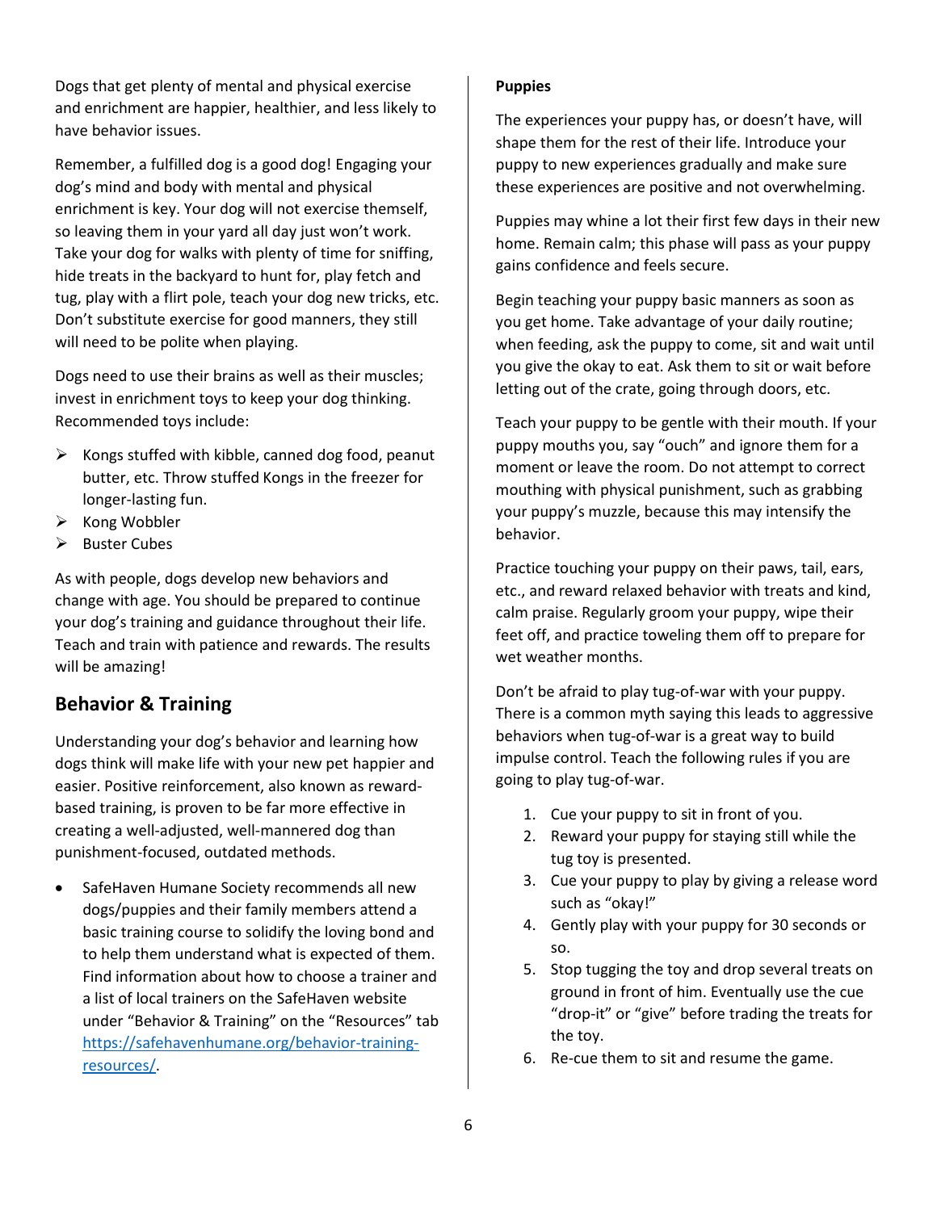Dogs that get plenty of mental and physical exercise and enrichment are happier, healthier, and less likely to have behavior issues.

Remember, a fulfilled dog is a good dog! Engaging your dog's mind and body with mental and physical enrichment is key. Your dog will not exercise themself, so leaving them in your yard all day just won't work. Take your dog for walks with plenty of time for sniffing, hide treats in the backyard to hunt for, play fetch and tug, play with a flirt pole, teach your dog new tricks, etc. Don't substitute exercise for good manners, they still will need to be polite when playing.

Dogs need to use their brains as well as their muscles; invest in enrichment toys to keep your dog thinking. Recommended toys include:

- Kongs stuffed with kibble, canned dog food, peanut butter, etc. Throw stuffed Kongs in the freezer for longer-lasting fun.
- Kong Wobbler
- Buster Cubes

As with people, dogs develop new behaviors and change with age. You should be prepared to continue your dog's training and guidance throughout their life. Teach and train with patience and rewards. The results will be amazing!

## Behavior & Training

Understanding your dog's behavior and learning how dogs think will make life with your new pet happier and easier. Positive reinforcement, also known as reward-based training, is proven to be far more effective in creating a well-adjusted, well-mannered dog than punishment-focused, outdated methods.

- SafeHaven Humane Society recommends all new dogs/puppies and their family members attend a basic training course to solidify the loving bond and to help them understand what is expected of them. Find information about how to choose a trainer and a list of local trainers on the SafeHaven website under "Behavior & Training" on the "Resources" tab https://safehavenhumane.org/behavior-training-resources/.

**Puppies**

The experiences your puppy has, or doesn't have, will shape them for the rest of their life. Introduce your puppy to new experiences gradually and make sure these experiences are positive and not overwhelming.

Puppies may whine a lot their first few days in their new home. Remain calm; this phase will pass as your puppy gains confidence and feels secure.

Begin teaching your puppy basic manners as soon as you get home. Take advantage of your daily routine; when feeding, ask the puppy to come, sit and wait until you give the okay to eat. Ask them to sit or wait before letting out of the crate, going through doors, etc.

Teach your puppy to be gentle with their mouth. If your puppy mouths you, say "ouch" and ignore them for a moment or leave the room. Do not attempt to correct mouthing with physical punishment, such as grabbing your puppy's muzzle, because this may intensify the behavior.

Practice touching your puppy on their paws, tail, ears, etc., and reward relaxed behavior with treats and kind, calm praise. Regularly groom your puppy, wipe their feet off, and practice toweling them off to prepare for wet weather months.

Don't be afraid to play tug-of-war with your puppy. There is a common myth saying this leads to aggressive behaviors when tug-of-war is a great way to build impulse control. Teach the following rules if you are going to play tug-of-war.

1. Cue your puppy to sit in front of you.
2. Reward your puppy for staying still while the tug toy is presented.
3. Cue your puppy to play by giving a release word such as "okay!"
4. Gently play with your puppy for 30 seconds or so.
5. Stop tugging the toy and drop several treats on ground in front of him. Eventually use the cue "drop-it" or "give" before trading the treats for the toy.
6. Re-cue them to sit and resume the game.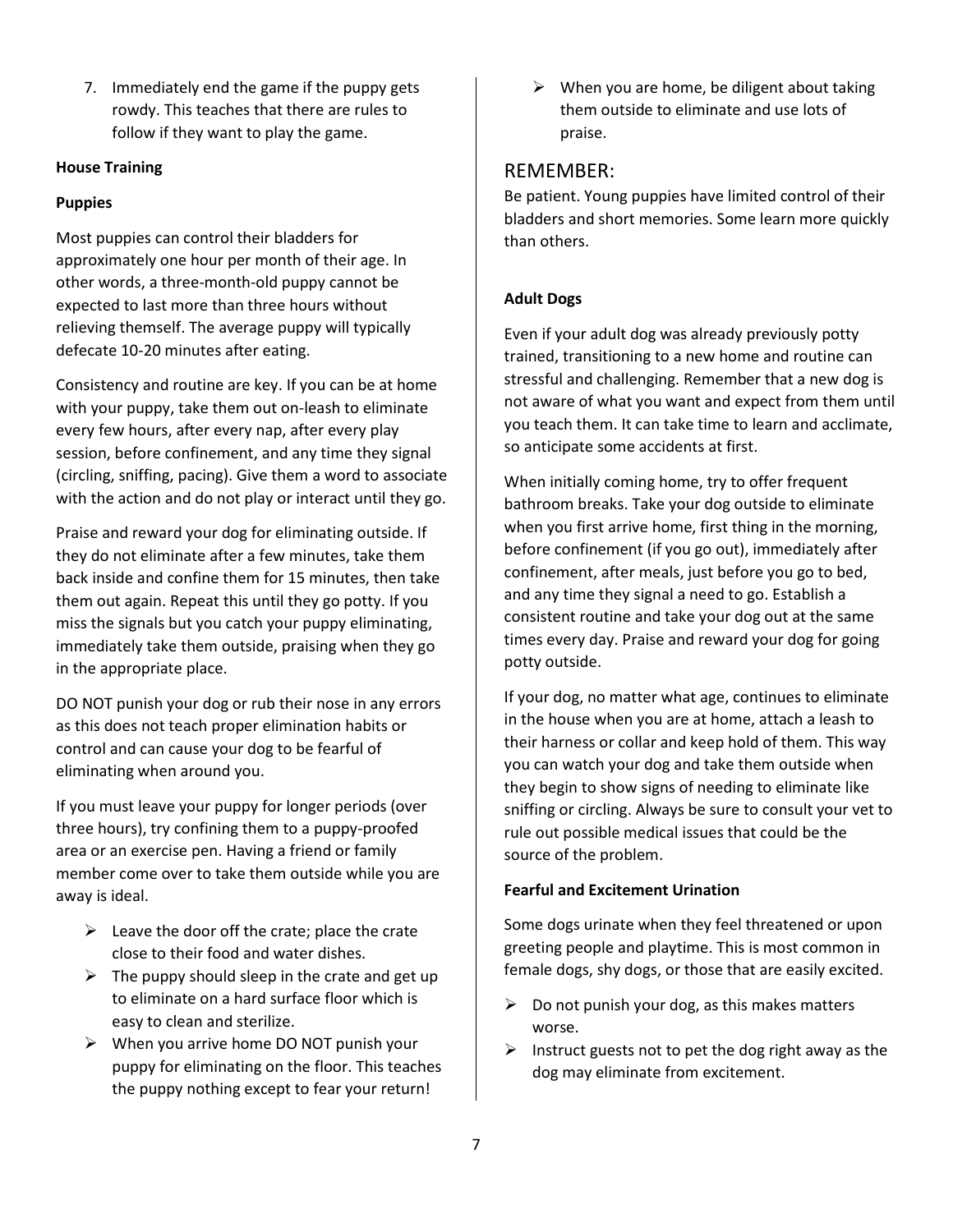7. Immediately end the game if the puppy gets rowdy. This teaches that there are rules to follow if they want to play the game.

**House Training**

**Puppies**

Most puppies can control their bladders for approximately one hour per month of their age. In other words, a three-month-old puppy cannot be expected to last more than three hours without relieving themself. The average puppy will typically defecate 10-20 minutes after eating.

Consistency and routine are key. If you can be at home with your puppy, take them out on-leash to eliminate every few hours, after every nap, after every play session, before confinement, and any time they signal (circling, sniffing, pacing). Give them a word to associate with the action and do not play or interact until they go.

Praise and reward your dog for eliminating outside. If they do not eliminate after a few minutes, take them back inside and confine them for 15 minutes, then take them out again. Repeat this until they go potty. If you miss the signals but you catch your puppy eliminating, immediately take them outside, praising when they go in the appropriate place.

DO NOT punish your dog or rub their nose in any errors as this does not teach proper elimination habits or control and can cause your dog to be fearful of eliminating when around you.

If you must leave your puppy for longer periods (over three hours), try confining them to a puppy-proofed area or an exercise pen. Having a friend or family member come over to take them outside while you are away is ideal.

- Leave the door off the crate; place the crate close to their food and water dishes.
- The puppy should sleep in the crate and get up to eliminate on a hard surface floor which is easy to clean and sterilize.
- When you arrive home DO NOT punish your puppy for eliminating on the floor. This teaches the puppy nothing except to fear your return!
- When you are home, be diligent about taking them outside to eliminate and use lots of praise.

## REMEMBER:

Be patient. Young puppies have limited control of their bladders and short memories. Some learn more quickly than others.

**Adult Dogs**

Even if your adult dog was already previously potty trained, transitioning to a new home and routine can stressful and challenging. Remember that a new dog is not aware of what you want and expect from them until you teach them. It can take time to learn and acclimate, so anticipate some accidents at first.

When initially coming home, try to offer frequent bathroom breaks. Take your dog outside to eliminate when you first arrive home, first thing in the morning, before confinement (if you go out), immediately after confinement, after meals, just before you go to bed, and any time they signal a need to go. Establish a consistent routine and take your dog out at the same times every day. Praise and reward your dog for going potty outside.

If your dog, no matter what age, continues to eliminate in the house when you are at home, attach a leash to their harness or collar and keep hold of them. This way you can watch your dog and take them outside when they begin to show signs of needing to eliminate like sniffing or circling. Always be sure to consult your vet to rule out possible medical issues that could be the source of the problem.

**Fearful and Excitement Urination**

Some dogs urinate when they feel threatened or upon greeting people and playtime. This is most common in female dogs, shy dogs, or those that are easily excited.

- Do not punish your dog, as this makes matters worse.
- Instruct guests not to pet the dog right away as the dog may eliminate from excitement.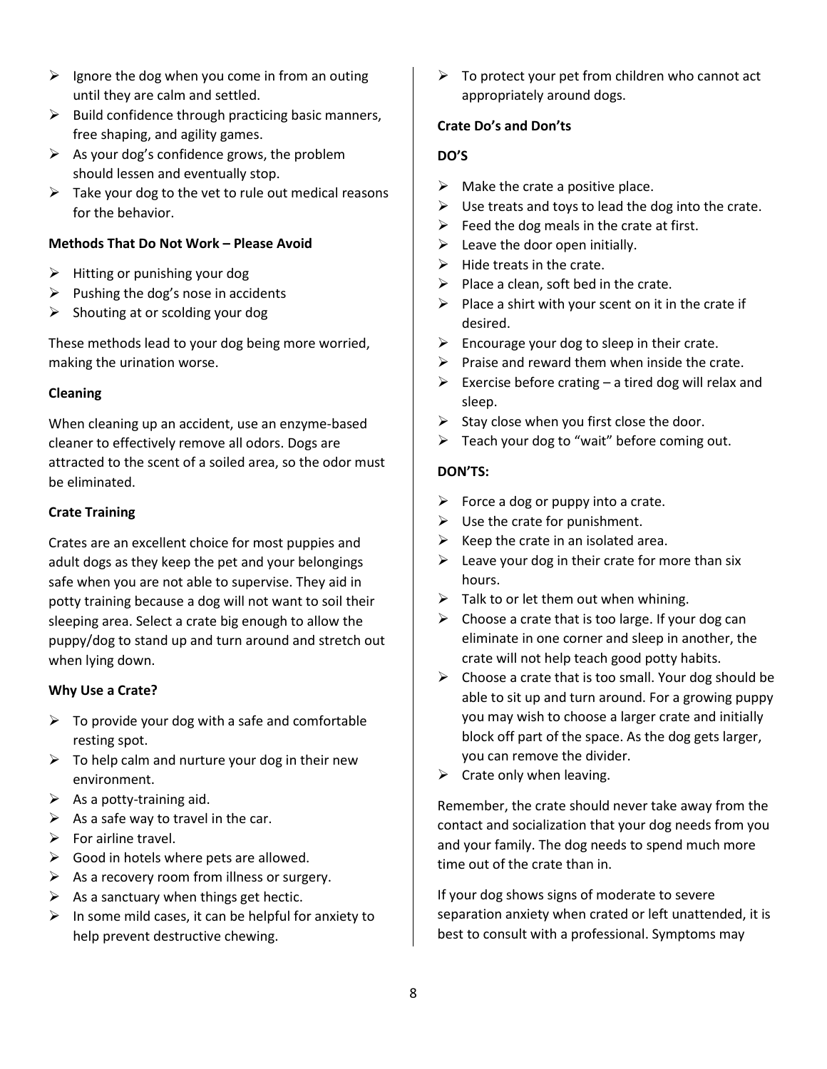- Ignore the dog when you come in from an outing until they are calm and settled.
- Build confidence through practicing basic manners, free shaping, and agility games.
- As your dog's confidence grows, the problem should lessen and eventually stop.
- Take your dog to the vet to rule out medical reasons for the behavior.

**Methods That Do Not Work – Please Avoid**

- Hitting or punishing your dog
- Pushing the dog's nose in accidents
- Shouting at or scolding your dog

These methods lead to your dog being more worried, making the urination worse.

**Cleaning**

When cleaning up an accident, use an enzyme-based cleaner to effectively remove all odors. Dogs are attracted to the scent of a soiled area, so the odor must be eliminated.

**Crate Training**

Crates are an excellent choice for most puppies and adult dogs as they keep the pet and your belongings safe when you are not able to supervise. They aid in potty training because a dog will not want to soil their sleeping area. Select a crate big enough to allow the puppy/dog to stand up and turn around and stretch out when lying down.

**Why Use a Crate?**

- To provide your dog with a safe and comfortable resting spot.
- To help calm and nurture your dog in their new environment.
- As a potty-training aid.
- As a safe way to travel in the car.
- For airline travel.
- Good in hotels where pets are allowed.
- As a recovery room from illness or surgery.
- As a sanctuary when things get hectic.
- In some mild cases, it can be helpful for anxiety to help prevent destructive chewing.
- To protect your pet from children who cannot act appropriately around dogs.

**Crate Do's and Don'ts**

**DO'S**

- Make the crate a positive place.
- Use treats and toys to lead the dog into the crate.
- Feed the dog meals in the crate at first.
- Leave the door open initially.
- Hide treats in the crate.
- Place a clean, soft bed in the crate.
- Place a shirt with your scent on it in the crate if desired.
- Encourage your dog to sleep in their crate.
- Praise and reward them when inside the crate.
- Exercise before crating – a tired dog will relax and sleep.
- Stay close when you first close the door.
- Teach your dog to "wait" before coming out.

**DON'TS:**

- Force a dog or puppy into a crate.
- Use the crate for punishment.
- Keep the crate in an isolated area.
- Leave your dog in their crate for more than six hours.
- Talk to or let them out when whining.
- Choose a crate that is too large. If your dog can eliminate in one corner and sleep in another, the crate will not help teach good potty habits.
- Choose a crate that is too small. Your dog should be able to sit up and turn around. For a growing puppy you may wish to choose a larger crate and initially block off part of the space. As the dog gets larger, you can remove the divider.
- Crate only when leaving.

Remember, the crate should never take away from the contact and socialization that your dog needs from you and your family. The dog needs to spend much more time out of the crate than in.

If your dog shows signs of moderate to severe separation anxiety when crated or left unattended, it is best to consult with a professional. Symptoms may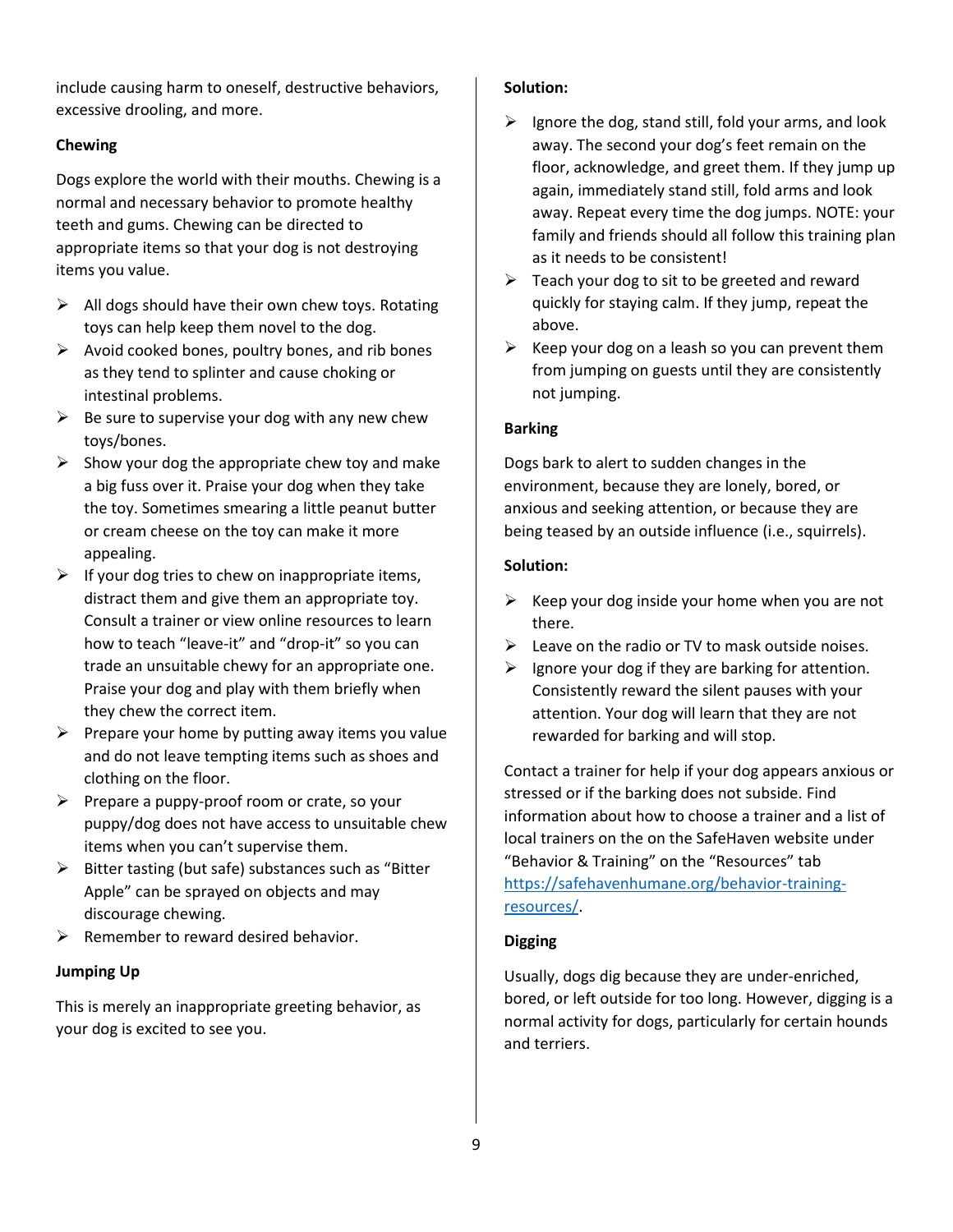include causing harm to oneself, destructive behaviors, excessive drooling, and more.

**Chewing**

Dogs explore the world with their mouths. Chewing is a normal and necessary behavior to promote healthy teeth and gums. Chewing can be directed to appropriate items so that your dog is not destroying items you value.

- All dogs should have their own chew toys. Rotating toys can help keep them novel to the dog.
- Avoid cooked bones, poultry bones, and rib bones as they tend to splinter and cause choking or intestinal problems.
- Be sure to supervise your dog with any new chew toys/bones.
- Show your dog the appropriate chew toy and make a big fuss over it. Praise your dog when they take the toy. Sometimes smearing a little peanut butter or cream cheese on the toy can make it more appealing.
- If your dog tries to chew on inappropriate items, distract them and give them an appropriate toy. Consult a trainer or view online resources to learn how to teach "leave-it" and "drop-it" so you can trade an unsuitable chewy for an appropriate one. Praise your dog and play with them briefly when they chew the correct item.
- Prepare your home by putting away items you value and do not leave tempting items such as shoes and clothing on the floor.
- Prepare a puppy-proof room or crate, so your puppy/dog does not have access to unsuitable chew items when you can't supervise them.
- Bitter tasting (but safe) substances such as "Bitter Apple" can be sprayed on objects and may discourage chewing.
- Remember to reward desired behavior.

**Jumping Up**

This is merely an inappropriate greeting behavior, as your dog is excited to see you.

**Solution:**

- Ignore the dog, stand still, fold your arms, and look away. The second your dog's feet remain on the floor, acknowledge, and greet them. If they jump up again, immediately stand still, fold arms and look away. Repeat every time the dog jumps. NOTE: your family and friends should all follow this training plan as it needs to be consistent!
- Teach your dog to sit to be greeted and reward quickly for staying calm. If they jump, repeat the above.
- Keep your dog on a leash so you can prevent them from jumping on guests until they are consistently not jumping.

**Barking**

Dogs bark to alert to sudden changes in the environment, because they are lonely, bored, or anxious and seeking attention, or because they are being teased by an outside influence (i.e., squirrels).

**Solution:**

- Keep your dog inside your home when you are not there.
- Leave on the radio or TV to mask outside noises.
- Ignore your dog if they are barking for attention. Consistently reward the silent pauses with your attention. Your dog will learn that they are not rewarded for barking and will stop.

Contact a trainer for help if your dog appears anxious or stressed or if the barking does not subside. Find information about how to choose a trainer and a list of local trainers on the on the SafeHaven website under "Behavior & Training" on the "Resources" tab [https://safehavenhumane.org/behavior-training-resources/](https://safehavenhumane.org/behavior-training-resources/).

**Digging**

Usually, dogs dig because they are under-enriched, bored, or left outside for too long. However, digging is a normal activity for dogs, particularly for certain hounds and terriers.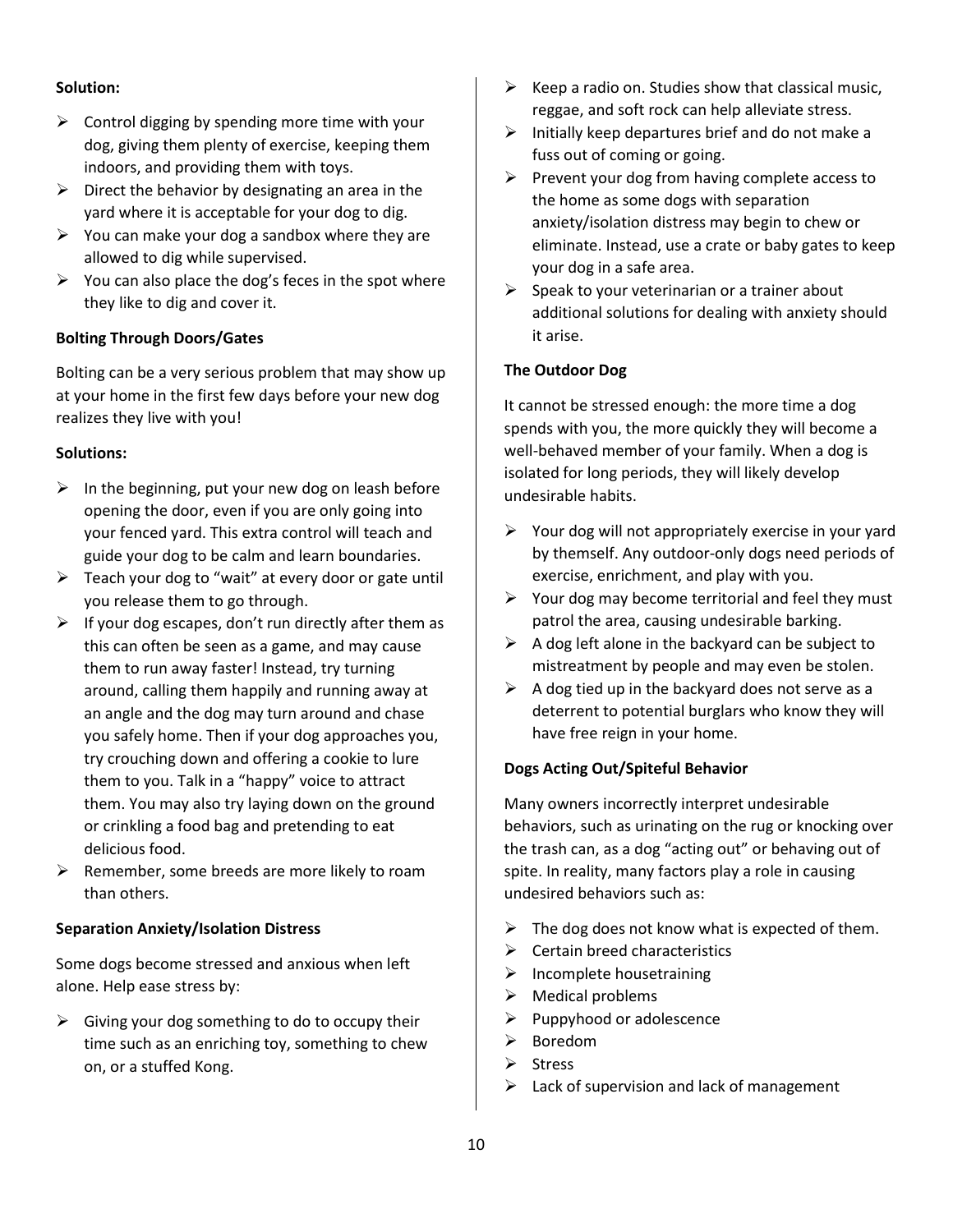**Solution:**

- Control digging by spending more time with your dog, giving them plenty of exercise, keeping them indoors, and providing them with toys.
- Direct the behavior by designating an area in the yard where it is acceptable for your dog to dig.
- You can make your dog a sandbox where they are allowed to dig while supervised.
- You can also place the dog's feces in the spot where they like to dig and cover it.

**Bolting Through Doors/Gates**

Bolting can be a very serious problem that may show up at your home in the first few days before your new dog realizes they live with you!

**Solutions:**

- In the beginning, put your new dog on leash before opening the door, even if you are only going into your fenced yard. This extra control will teach and guide your dog to be calm and learn boundaries.
- Teach your dog to "wait" at every door or gate until you release them to go through.
- If your dog escapes, don't run directly after them as this can often be seen as a game, and may cause them to run away faster! Instead, try turning around, calling them happily and running away at an angle and the dog may turn around and chase you safely home. Then if your dog approaches you, try crouching down and offering a cookie to lure them to you. Talk in a "happy" voice to attract them. You may also try laying down on the ground or crinkling a food bag and pretending to eat delicious food.
- Remember, some breeds are more likely to roam than others.

**Separation Anxiety/Isolation Distress**

Some dogs become stressed and anxious when left alone. Help ease stress by:

- Giving your dog something to do to occupy their time such as an enriching toy, something to chew on, or a stuffed Kong.
- Keep a radio on. Studies show that classical music, reggae, and soft rock can help alleviate stress.
- Initially keep departures brief and do not make a fuss out of coming or going.
- Prevent your dog from having complete access to the home as some dogs with separation anxiety/isolation distress may begin to chew or eliminate. Instead, use a crate or baby gates to keep your dog in a safe area.
- Speak to your veterinarian or a trainer about additional solutions for dealing with anxiety should it arise.

**The Outdoor Dog**

It cannot be stressed enough: the more time a dog spends with you, the more quickly they will become a well-behaved member of your family. When a dog is isolated for long periods, they will likely develop undesirable habits.

- Your dog will not appropriately exercise in your yard by themself. Any outdoor-only dogs need periods of exercise, enrichment, and play with you.
- Your dog may become territorial and feel they must patrol the area, causing undesirable barking.
- A dog left alone in the backyard can be subject to mistreatment by people and may even be stolen.
- A dog tied up in the backyard does not serve as a deterrent to potential burglars who know they will have free reign in your home.

**Dogs Acting Out/Spiteful Behavior**

Many owners incorrectly interpret undesirable behaviors, such as urinating on the rug or knocking over the trash can, as a dog "acting out" or behaving out of spite. In reality, many factors play a role in causing undesired behaviors such as:

- The dog does not know what is expected of them.
- Certain breed characteristics
- Incomplete housetraining
- Medical problems
- Puppyhood or adolescence
- Boredom
- Stress
- Lack of supervision and lack of management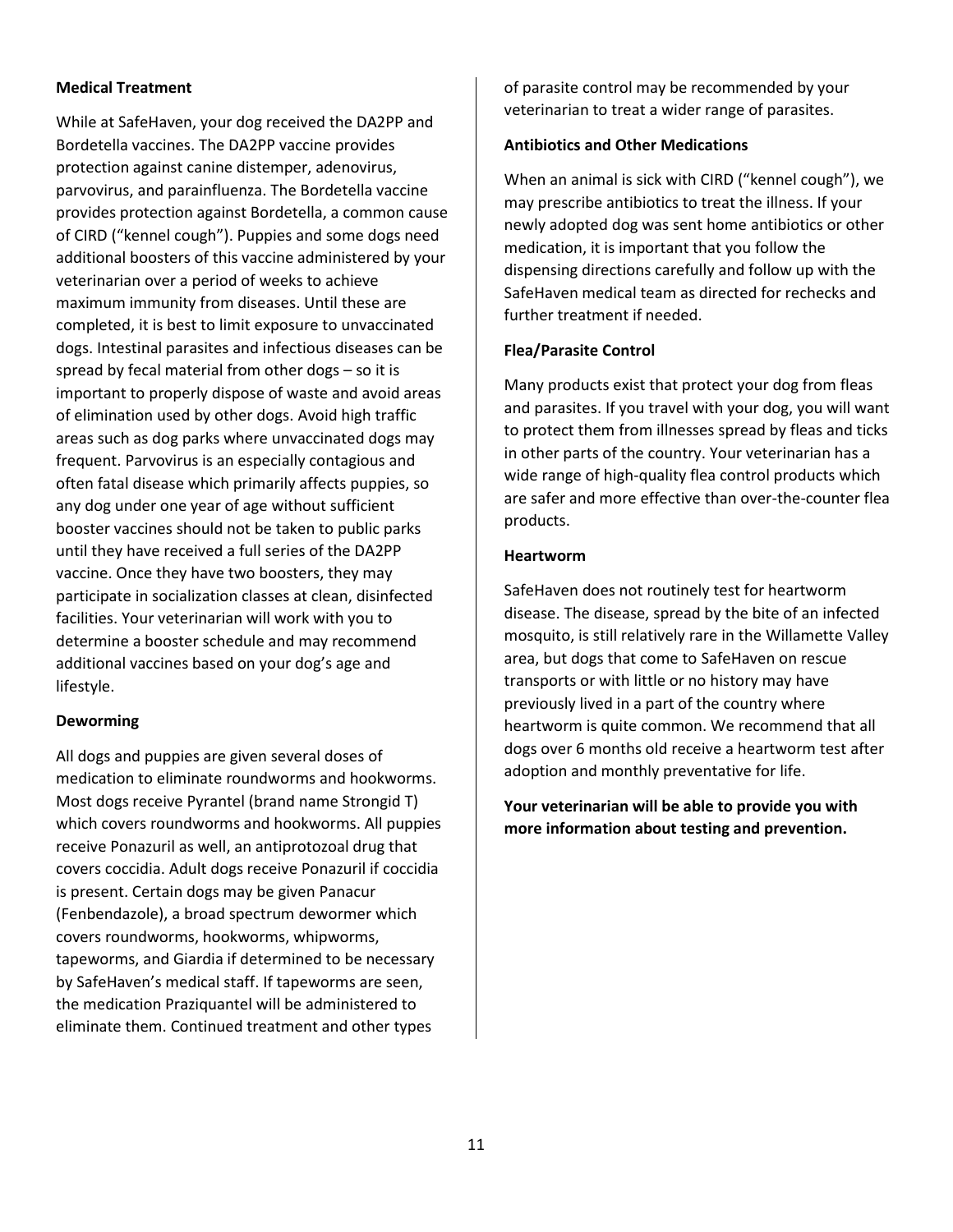## Medical Treatment

While at SafeHaven, your dog received the DA2PP and Bordetella vaccines. The DA2PP vaccine provides protection against canine distemper, adenovirus, parvovirus, and parainfluenza. The Bordetella vaccine provides protection against Bordetella, a common cause of CIRD ("kennel cough"). Puppies and some dogs need additional boosters of this vaccine administered by your veterinarian over a period of weeks to achieve maximum immunity from diseases. Until these are completed, it is best to limit exposure to unvaccinated dogs. Intestinal parasites and infectious diseases can be spread by fecal material from other dogs – so it is important to properly dispose of waste and avoid areas of elimination used by other dogs. Avoid high traffic areas such as dog parks where unvaccinated dogs may frequent. Parvovirus is an especially contagious and often fatal disease which primarily affects puppies, so any dog under one year of age without sufficient booster vaccines should not be taken to public parks until they have received a full series of the DA2PP vaccine. Once they have two boosters, they may participate in socialization classes at clean, disinfected facilities. Your veterinarian will work with you to determine a booster schedule and may recommend additional vaccines based on your dog's age and lifestyle.

## Deworming

All dogs and puppies are given several doses of medication to eliminate roundworms and hookworms. Most dogs receive Pyrantel (brand name Strongid T) which covers roundworms and hookworms. All puppies receive Ponazuril as well, an antiprotozoal drug that covers coccidia. Adult dogs receive Ponazuril if coccidia is present. Certain dogs may be given Panacur (Fenbendazole), a broad spectrum dewormer which covers roundworms, hookworms, whipworms, tapeworms, and Giardia if determined to be necessary by SafeHaven's medical staff. If tapeworms are seen, the medication Praziquantel will be administered to eliminate them. Continued treatment and other types of parasite control may be recommended by your veterinarian to treat a wider range of parasites.

## Antibiotics and Other Medications

When an animal is sick with CIRD ("kennel cough"), we may prescribe antibiotics to treat the illness. If your newly adopted dog was sent home antibiotics or other medication, it is important that you follow the dispensing directions carefully and follow up with the SafeHaven medical team as directed for rechecks and further treatment if needed.

## Flea/Parasite Control

Many products exist that protect your dog from fleas and parasites. If you travel with your dog, you will want to protect them from illnesses spread by fleas and ticks in other parts of the country. Your veterinarian has a wide range of high-quality flea control products which are safer and more effective than over-the-counter flea products.

## Heartworm

SafeHaven does not routinely test for heartworm disease. The disease, spread by the bite of an infected mosquito, is still relatively rare in the Willamette Valley area, but dogs that come to SafeHaven on rescue transports or with little or no history may have previously lived in a part of the country where heartworm is quite common. We recommend that all dogs over 6 months old receive a heartworm test after adoption and monthly preventative for life.

**Your veterinarian will be able to provide you with more information about testing and prevention.**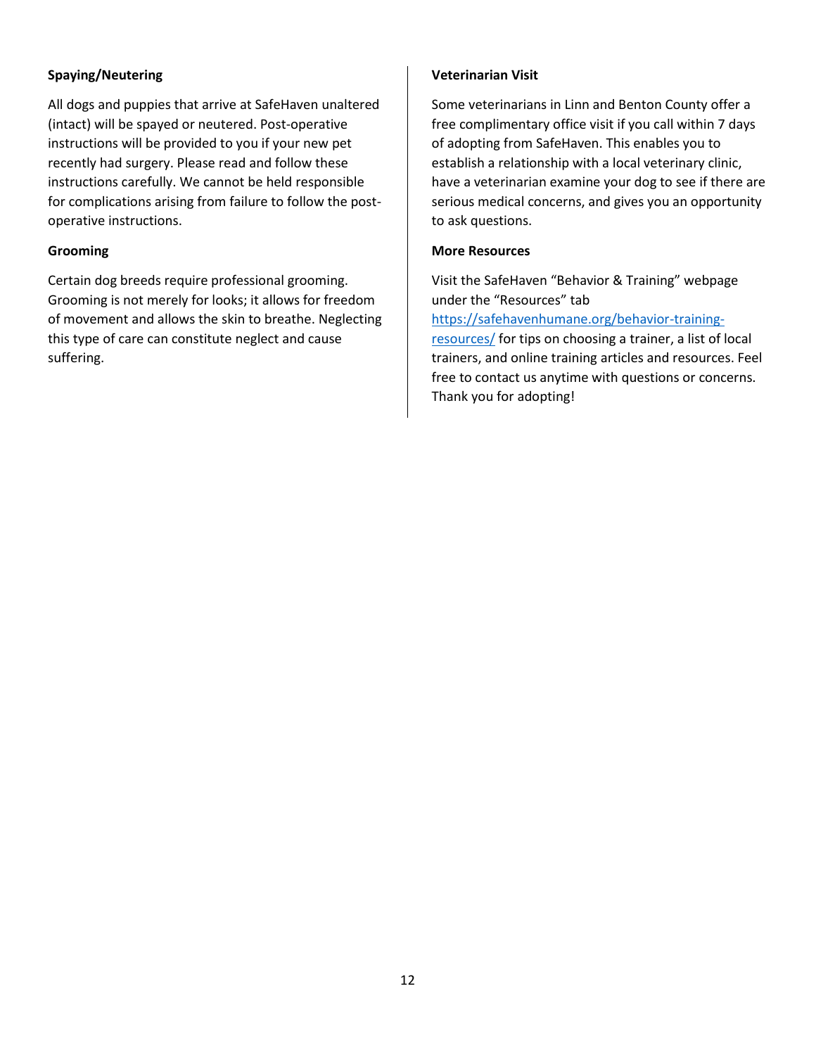**Spaying/Neutering**

All dogs and puppies that arrive at SafeHaven unaltered (intact) will be spayed or neutered. Post-operative instructions will be provided to you if your new pet recently had surgery. Please read and follow these instructions carefully. We cannot be held responsible for complications arising from failure to follow the post-operative instructions.

**Grooming**

Certain dog breeds require professional grooming. Grooming is not merely for looks; it allows for freedom of movement and allows the skin to breathe. Neglecting this type of care can constitute neglect and cause suffering.

**Veterinarian Visit**

Some veterinarians in Linn and Benton County offer a free complimentary office visit if you call within 7 days of adopting from SafeHaven. This enables you to establish a relationship with a local veterinary clinic, have a veterinarian examine your dog to see if there are serious medical concerns, and gives you an opportunity to ask questions.

**More Resources**

Visit the SafeHaven "Behavior & Training" webpage under the "Resources" tab [https://safehavenhumane.org/behavior-training-resources/](https://safehavenhumane.org/behavior-training-resources/) for tips on choosing a trainer, a list of local trainers, and online training articles and resources. Feel free to contact us anytime with questions or concerns. Thank you for adopting!